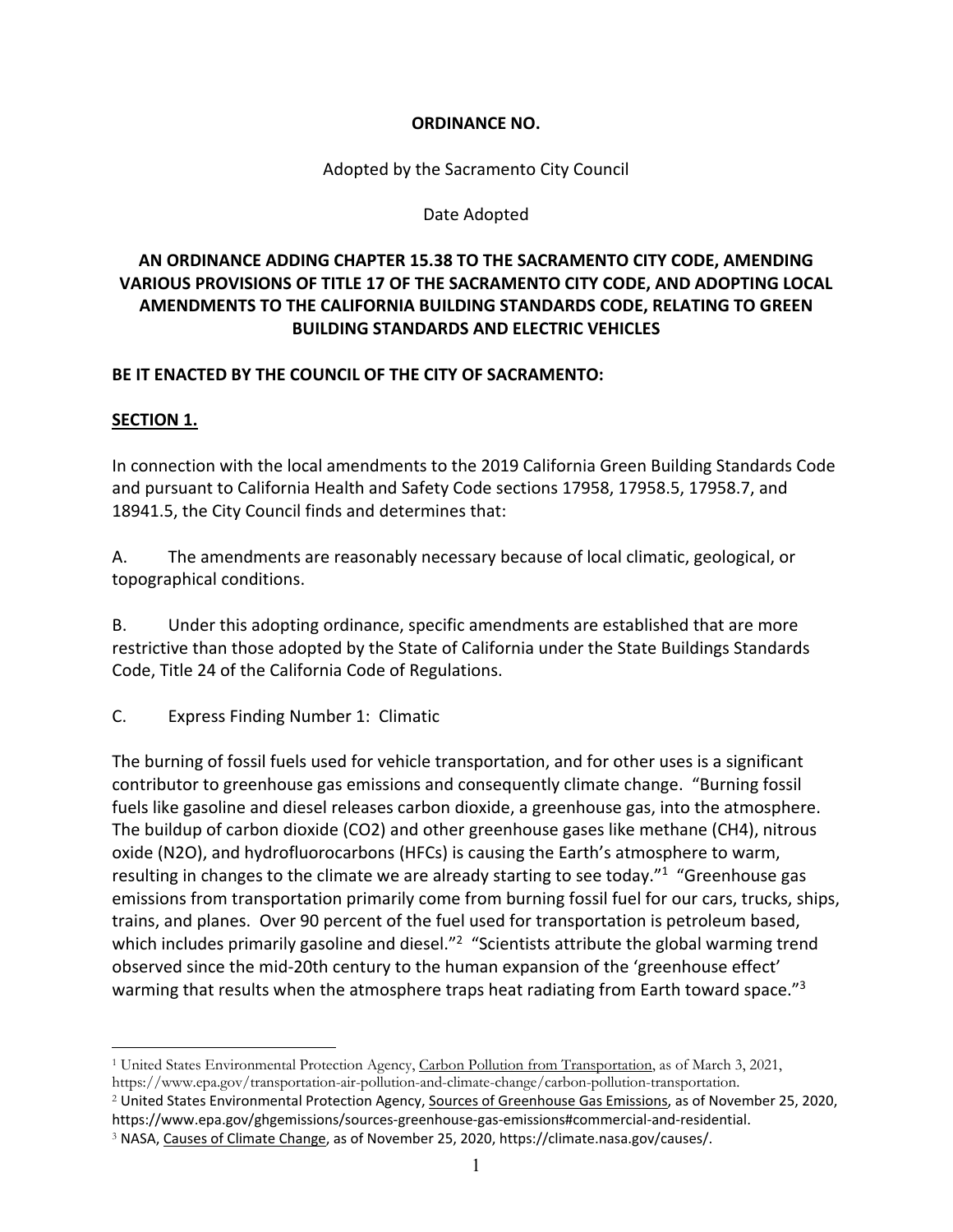**ORDINANCE NO.**

Adopted by the Sacramento City Council

Date Adopted

**AN ORDINANCE ADDING CHAPTER 15.38 TO THE SACRAMENTO CITY CODE, AMENDING VARIOUS PROVISIONS OF TITLE 17 OF THE SACRAMENTO CITY CODE, AND ADOPTING LOCAL AMENDMENTS TO THE CALIFORNIA BUILDING STANDARDS CODE, RELATING TO GREEN BUILDING STANDARDS AND ELECTRIC VEHICLES**

**BE IT ENACTED BY THE COUNCIL OF THE CITY OF SACRAMENTO:**

**SECTION 1.**

In connection with the local amendments to the 2019 California Green Building Standards Code and pursuant to California Health and Safety Code sections 17958, 17958.5, 17958.7, and 18941.5, the City Council finds and determines that:

A. The amendments are reasonably necessary because of local climatic, geological, or topographical conditions.

B. Under this adopting ordinance, specific amendments are established that are more restrictive than those adopted by the State of California under the State Buildings Standards Code, Title 24 of the California Code of Regulations.

C. Express Finding Number 1: Climatic

The burning of fossil fuels used for vehicle transportation, and for other uses is a significant contributor to greenhouse gas emissions and consequently climate change. "Burning fossil fuels like gasoline and diesel releases carbon dioxide, a greenhouse gas, into the atmosphere. The buildup of carbon dioxide ($CO_2$) and other greenhouse gases like methane ($CH_4$), nitrous oxide ($N_2O$), and hydrofluorocarbons (HFCs) is causing the Earth's atmosphere to warm, resulting in changes to the climate we are already starting to see today."[1] "Greenhouse gas emissions from transportation primarily come from burning fossil fuel for our cars, trucks, ships, trains, and planes. Over 90 percent of the fuel used for transportation is petroleum based, which includes primarily gasoline and diesel."[2] "Scientists attribute the global warming trend observed since the mid-20th century to the human expansion of the 'greenhouse effect' warming that results when the atmosphere traps heat radiating from Earth toward space."[3]

---

[1] United States Environmental Protection Agency, Carbon Pollution from Transportation, as of March 3, 2021, https://www.epa.gov/transportation-air-pollution-and-climate-change/carbon-pollution-transportation.

[2] United States Environmental Protection Agency, Sources of Greenhouse Gas Emissions, as of November 25, 2020, https://www.epa.gov/ghgemissions/sources-greenhouse-gas-emissions#commercial-and-residential.

[3] NASA, Causes of Climate Change, as of November 25, 2020, https://climate.nasa.gov/causes/.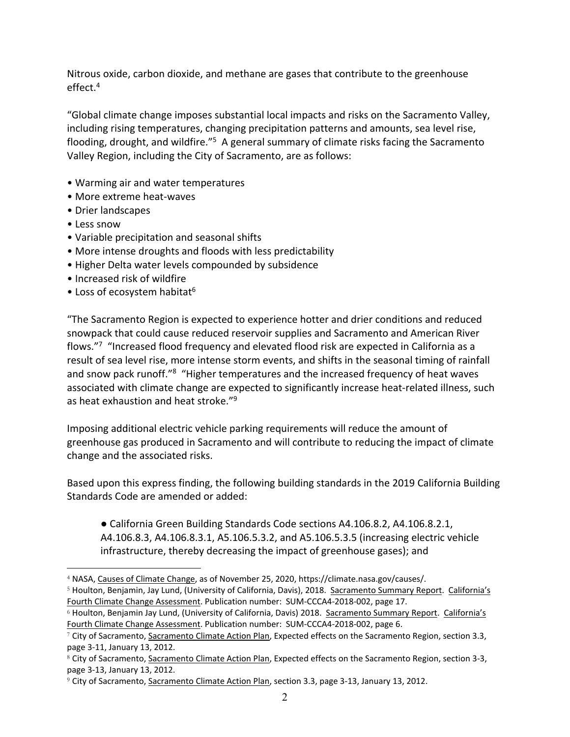Nitrous oxide, carbon dioxide, and methane are gases that contribute to the greenhouse effect.[4]

"Global climate change imposes substantial local impacts and risks on the Sacramento Valley, including rising temperatures, changing precipitation patterns and amounts, sea level rise, flooding, drought, and wildfire."[5] A general summary of climate risks facing the Sacramento Valley Region, including the City of Sacramento, are as follows:

- Warming air and water temperatures
- More extreme heat-waves
- Drier landscapes
- Less snow
- Variable precipitation and seasonal shifts
- More intense droughts and floods with less predictability
- Higher Delta water levels compounded by subsidence
- Increased risk of wildfire
- Loss of ecosystem habitat[6]

"The Sacramento Region is expected to experience hotter and drier conditions and reduced snowpack that could cause reduced reservoir supplies and Sacramento and American River flows."[7] "Increased flood frequency and elevated flood risk are expected in California as a result of sea level rise, more intense storm events, and shifts in the seasonal timing of rainfall and snow pack runoff."[8] "Higher temperatures and the increased frequency of heat waves associated with climate change are expected to significantly increase heat-related illness, such as heat exhaustion and heat stroke."[9]

Imposing additional electric vehicle parking requirements will reduce the amount of greenhouse gas produced in Sacramento and will contribute to reducing the impact of climate change and the associated risks.

Based upon this express finding, the following building standards in the 2019 California Building Standards Code are amended or added:

> ● California Green Building Standards Code sections A4.106.8.2, A4.106.8.2.1, A4.106.8.3, A4.106.8.3.1, A5.106.5.3.2, and A5.106.5.3.5 (increasing electric vehicle infrastructure, thereby decreasing the impact of greenhouse gases); and

---

[4] NASA, Causes of Climate Change, as of November 25, 2020, https://climate.nasa.gov/causes/.

[5] Houlton, Benjamin, Jay Lund, (University of California, Davis), 2018. Sacramento Summary Report. California's Fourth Climate Change Assessment. Publication number: SUM-CCCA4-2018-002, page 17.

[6] Houlton, Benjamin Jay Lund, (University of California, Davis) 2018. Sacramento Summary Report. California's Fourth Climate Change Assessment. Publication number: SUM-CCCA4-2018-002, page 6.

[7] City of Sacramento, Sacramento Climate Action Plan, Expected effects on the Sacramento Region, section 3.3, page 3-11, January 13, 2012.

[8] City of Sacramento, Sacramento Climate Action Plan, Expected effects on the Sacramento Region, section 3-3, page 3-13, January 13, 2012.

[9] City of Sacramento, Sacramento Climate Action Plan, section 3.3, page 3-13, January 13, 2012.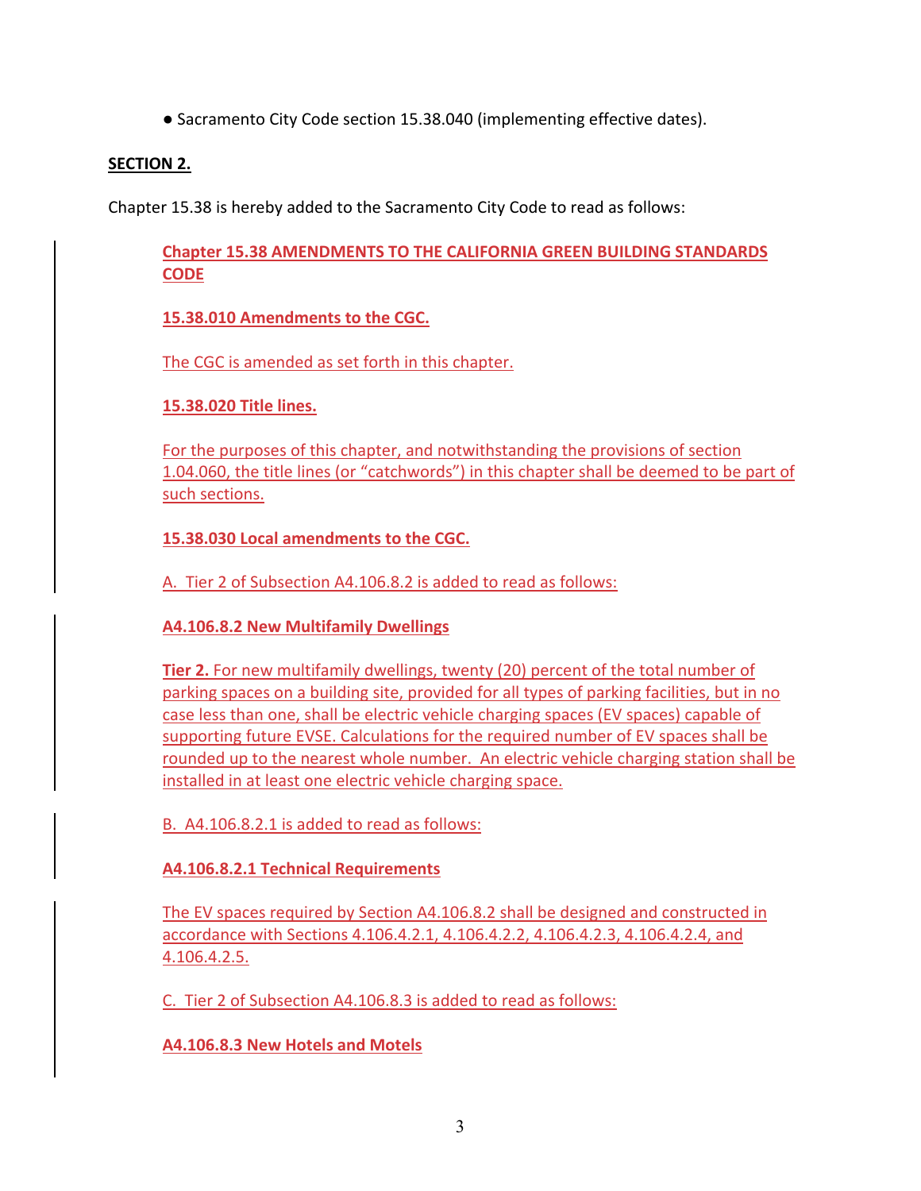- Sacramento City Code section 15.38.040 (implementing effective dates).

**SECTION 2.**

Chapter 15.38 is hereby added to the Sacramento City Code to read as follows:

**Chapter 15.38 AMENDMENTS TO THE CALIFORNIA GREEN BUILDING STANDARDS CODE**

**15.38.010 Amendments to the CGC.**

The CGC is amended as set forth in this chapter.

**15.38.020 Title lines.**

For the purposes of this chapter, and notwithstanding the provisions of section 1.04.060, the title lines (or "catchwords") in this chapter shall be deemed to be part of such sections.

**15.38.030 Local amendments to the CGC.**

A. Tier 2 of Subsection A4.106.8.2 is added to read as follows:

**A4.106.8.2 New Multifamily Dwellings**

**Tier 2.** For new multifamily dwellings, twenty (20) percent of the total number of parking spaces on a building site, provided for all types of parking facilities, but in no case less than one, shall be electric vehicle charging spaces (EV spaces) capable of supporting future EVSE. Calculations for the required number of EV spaces shall be rounded up to the nearest whole number. An electric vehicle charging station shall be installed in at least one electric vehicle charging space.

B. A4.106.8.2.1 is added to read as follows:

**A4.106.8.2.1 Technical Requirements**

The EV spaces required by Section A4.106.8.2 shall be designed and constructed in accordance with Sections 4.106.4.2.1, 4.106.4.2.2, 4.106.4.2.3, 4.106.4.2.4, and 4.106.4.2.5.

C. Tier 2 of Subsection A4.106.8.3 is added to read as follows:

**A4.106.8.3 New Hotels and Motels**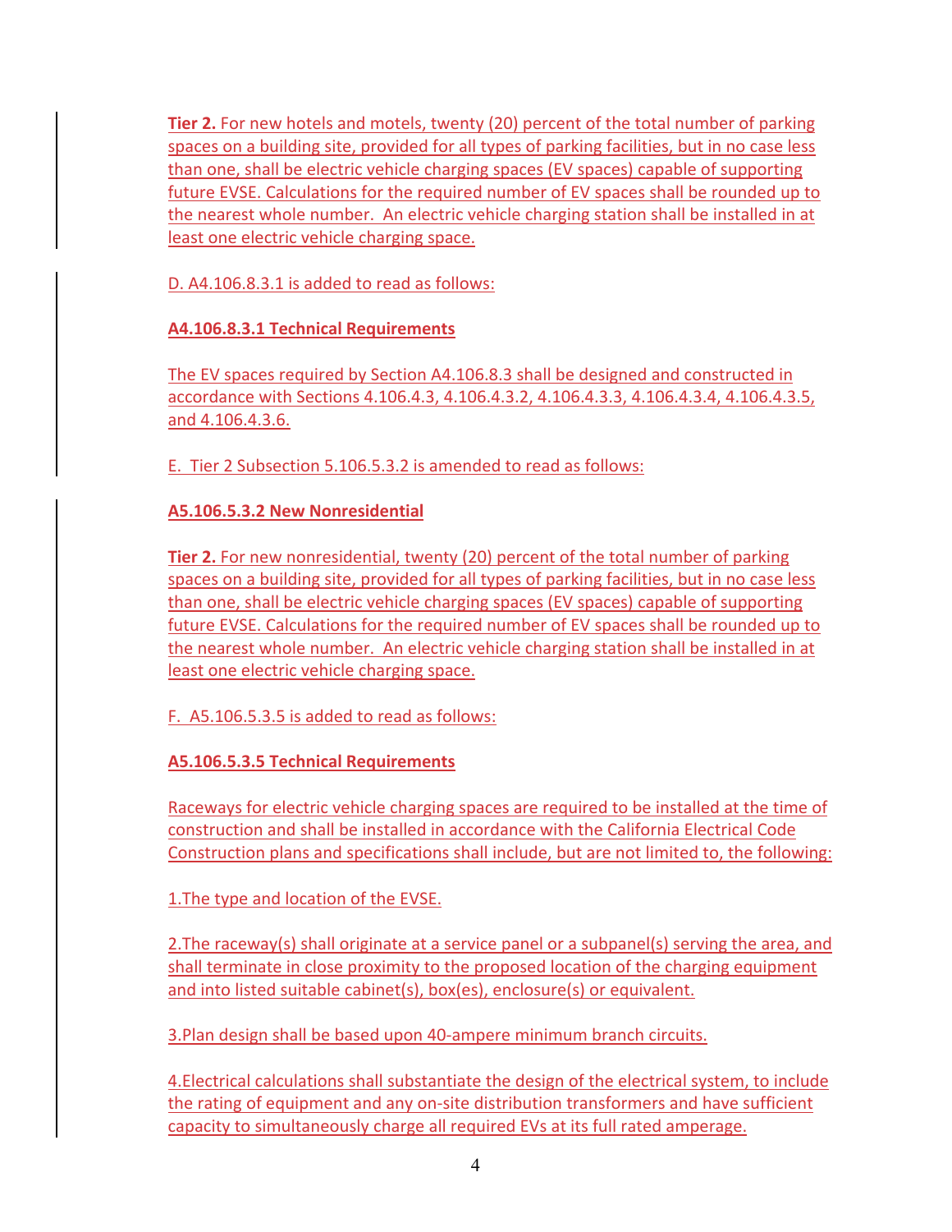**Tier 2.** For new hotels and motels, twenty (20) percent of the total number of parking spaces on a building site, provided for all types of parking facilities, but in no case less than one, shall be electric vehicle charging spaces (EV spaces) capable of supporting future EVSE. Calculations for the required number of EV spaces shall be rounded up to the nearest whole number. An electric vehicle charging station shall be installed in at least one electric vehicle charging space.

D. A4.106.8.3.1 is added to read as follows:

**A4.106.8.3.1 Technical Requirements**

The EV spaces required by Section A4.106.8.3 shall be designed and constructed in accordance with Sections 4.106.4.3, 4.106.4.3.2, 4.106.4.3.3, 4.106.4.3.4, 4.106.4.3.5, and 4.106.4.3.6.

E. Tier 2 Subsection 5.106.5.3.2 is amended to read as follows:

**A5.106.5.3.2 New Nonresidential**

**Tier 2.** For new nonresidential, twenty (20) percent of the total number of parking spaces on a building site, provided for all types of parking facilities, but in no case less than one, shall be electric vehicle charging spaces (EV spaces) capable of supporting future EVSE. Calculations for the required number of EV spaces shall be rounded up to the nearest whole number. An electric vehicle charging station shall be installed in at least one electric vehicle charging space.

F. A5.106.5.3.5 is added to read as follows:

**A5.106.5.3.5 Technical Requirements**

Raceways for electric vehicle charging spaces are required to be installed at the time of construction and shall be installed in accordance with the California Electrical Code Construction plans and specifications shall include, but are not limited to, the following:

1.The type and location of the EVSE.

2.The raceway(s) shall originate at a service panel or a subpanel(s) serving the area, and shall terminate in close proximity to the proposed location of the charging equipment and into listed suitable cabinet(s), box(es), enclosure(s) or equivalent.

3.Plan design shall be based upon 40-ampere minimum branch circuits.

4.Electrical calculations shall substantiate the design of the electrical system, to include the rating of equipment and any on-site distribution transformers and have sufficient capacity to simultaneously charge all required EVs at its full rated amperage.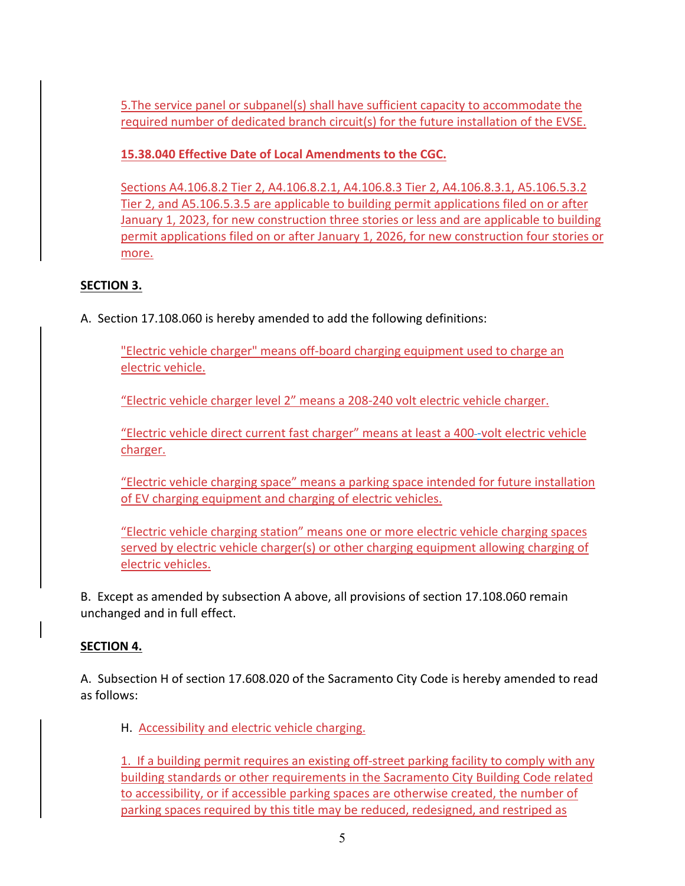5.The service panel or subpanel(s) shall have sufficient capacity to accommodate the required number of dedicated branch circuit(s) for the future installation of the EVSE.

**15.38.040 Effective Date of Local Amendments to the CGC.**

Sections A4.106.8.2 Tier 2, A4.106.8.2.1, A4.106.8.3 Tier 2, A4.106.8.3.1, A5.106.5.3.2 Tier 2, and A5.106.5.3.5 are applicable to building permit applications filed on or after January 1, 2023, for new construction three stories or less and are applicable to building permit applications filed on or after January 1, 2026, for new construction four stories or more.

**SECTION 3.**

A. Section 17.108.060 is hereby amended to add the following definitions:

"Electric vehicle charger" means off-board charging equipment used to charge an electric vehicle.

"Electric vehicle charger level 2" means a 208-240 volt electric vehicle charger.

"Electric vehicle direct current fast charger" means at least a 400-volt electric vehicle charger.

"Electric vehicle charging space" means a parking space intended for future installation of EV charging equipment and charging of electric vehicles.

"Electric vehicle charging station" means one or more electric vehicle charging spaces served by electric vehicle charger(s) or other charging equipment allowing charging of electric vehicles.

B. Except as amended by subsection A above, all provisions of section 17.108.060 remain unchanged and in full effect.

**SECTION 4.**

A. Subsection H of section 17.608.020 of the Sacramento City Code is hereby amended to read as follows:

H. Accessibility and electric vehicle charging.

1. If a building permit requires an existing off-street parking facility to comply with any building standards or other requirements in the Sacramento City Building Code related to accessibility, or if accessible parking spaces are otherwise created, the number of parking spaces required by this title may be reduced, redesigned, and restriped as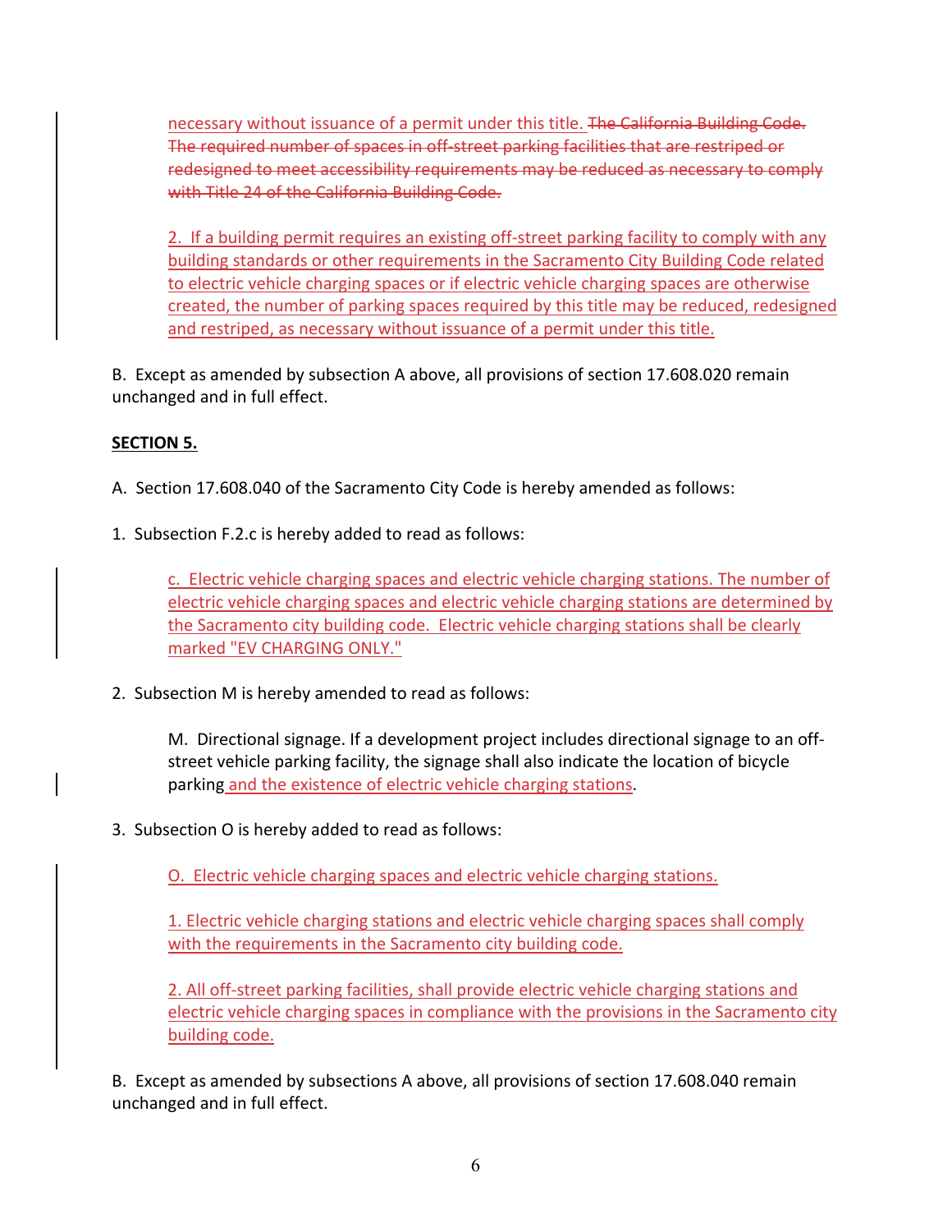necessary without issuance of a permit under this title. ~~The California Building Code. The required number of spaces in off-street parking facilities that are restriped or redesigned to meet accessibility requirements may be reduced as necessary to comply with Title 24 of the California Building Code.~~

2. If a building permit requires an existing off-street parking facility to comply with any building standards or other requirements in the Sacramento City Building Code related to electric vehicle charging spaces or if electric vehicle charging spaces are otherwise created, the number of parking spaces required by this title may be reduced, redesigned and restriped, as necessary without issuance of a permit under this title.

B. Except as amended by subsection A above, all provisions of section 17.608.020 remain unchanged and in full effect.

**SECTION 5.**

A. Section 17.608.040 of the Sacramento City Code is hereby amended as follows:

1. Subsection F.2.c is hereby added to read as follows:

c. Electric vehicle charging spaces and electric vehicle charging stations. The number of electric vehicle charging spaces and electric vehicle charging stations are determined by the Sacramento city building code. Electric vehicle charging stations shall be clearly marked "EV CHARGING ONLY."

2. Subsection M is hereby amended to read as follows:

M. Directional signage. If a development project includes directional signage to an off-street vehicle parking facility, the signage shall also indicate the location of bicycle parking and the existence of electric vehicle charging stations.

3. Subsection O is hereby added to read as follows:

O. Electric vehicle charging spaces and electric vehicle charging stations.

1. Electric vehicle charging stations and electric vehicle charging spaces shall comply with the requirements in the Sacramento city building code.

2. All off-street parking facilities, shall provide electric vehicle charging stations and electric vehicle charging spaces in compliance with the provisions in the Sacramento city building code.

B. Except as amended by subsections A above, all provisions of section 17.608.040 remain unchanged and in full effect.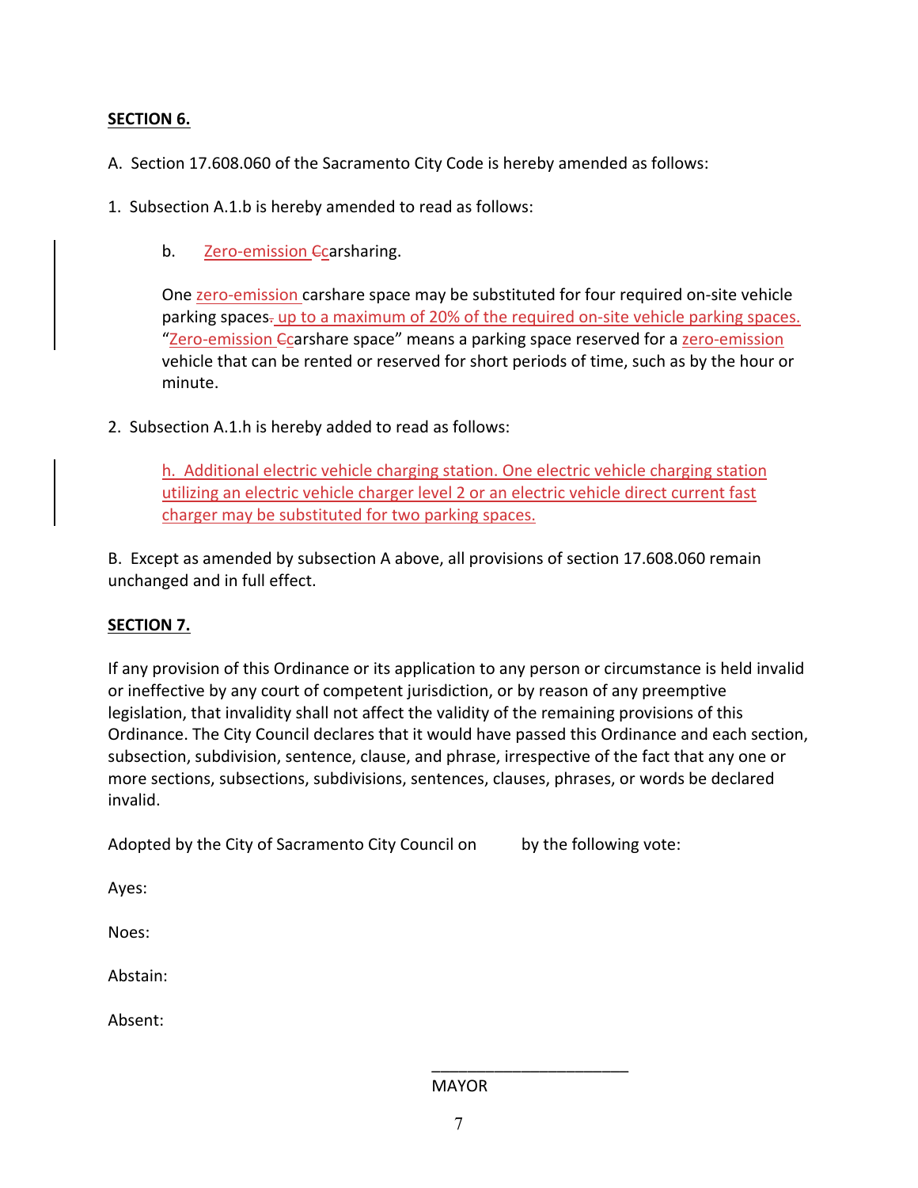**SECTION 6.**

A. Section 17.608.060 of the Sacramento City Code is hereby amended as follows:

1. Subsection A.1.b is hereby amended to read as follows:

> b. Zero-emission ~~C~~carsharing.
>
> One zero-emission carshare space may be substituted for four required on-site vehicle parking spaces~~.~~ up to a maximum of 20% of the required on-site vehicle parking spaces. "Zero-emission ~~C~~carshare space" means a parking space reserved for a zero-emission vehicle that can be rented or reserved for short periods of time, such as by the hour or minute.

2. Subsection A.1.h is hereby added to read as follows:

> h. Additional electric vehicle charging station. One electric vehicle charging station utilizing an electric vehicle charger level 2 or an electric vehicle direct current fast charger may be substituted for two parking spaces.

B. Except as amended by subsection A above, all provisions of section 17.608.060 remain unchanged and in full effect.

**SECTION 7.**

If any provision of this Ordinance or its application to any person or circumstance is held invalid or ineffective by any court of competent jurisdiction, or by reason of any preemptive legislation, that invalidity shall not affect the validity of the remaining provisions of this Ordinance. The City Council declares that it would have passed this Ordinance and each section, subsection, subdivision, sentence, clause, and phrase, irrespective of the fact that any one or more sections, subsections, subdivisions, sentences, clauses, phrases, or words be declared invalid.

Adopted by the City of Sacramento City Council on by the following vote:

Ayes:

Noes:

Abstain:

Absent:

\_\_\_\_\_\_\_\_\_\_\_\_\_\_\_\_\_\_\_\_\_\_\_

MAYOR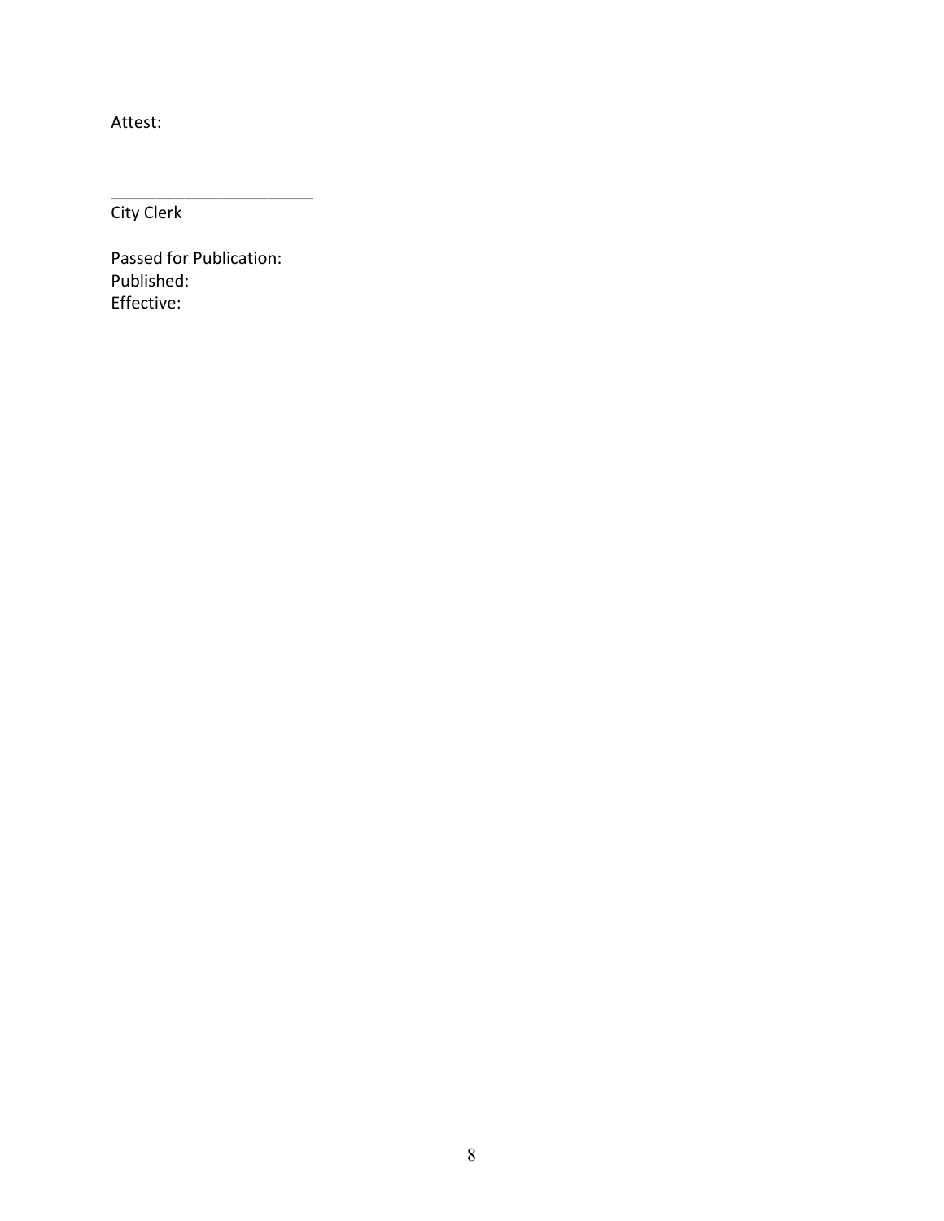Attest:

_______________________
City Clerk

Passed for Publication:
Published:
Effective: